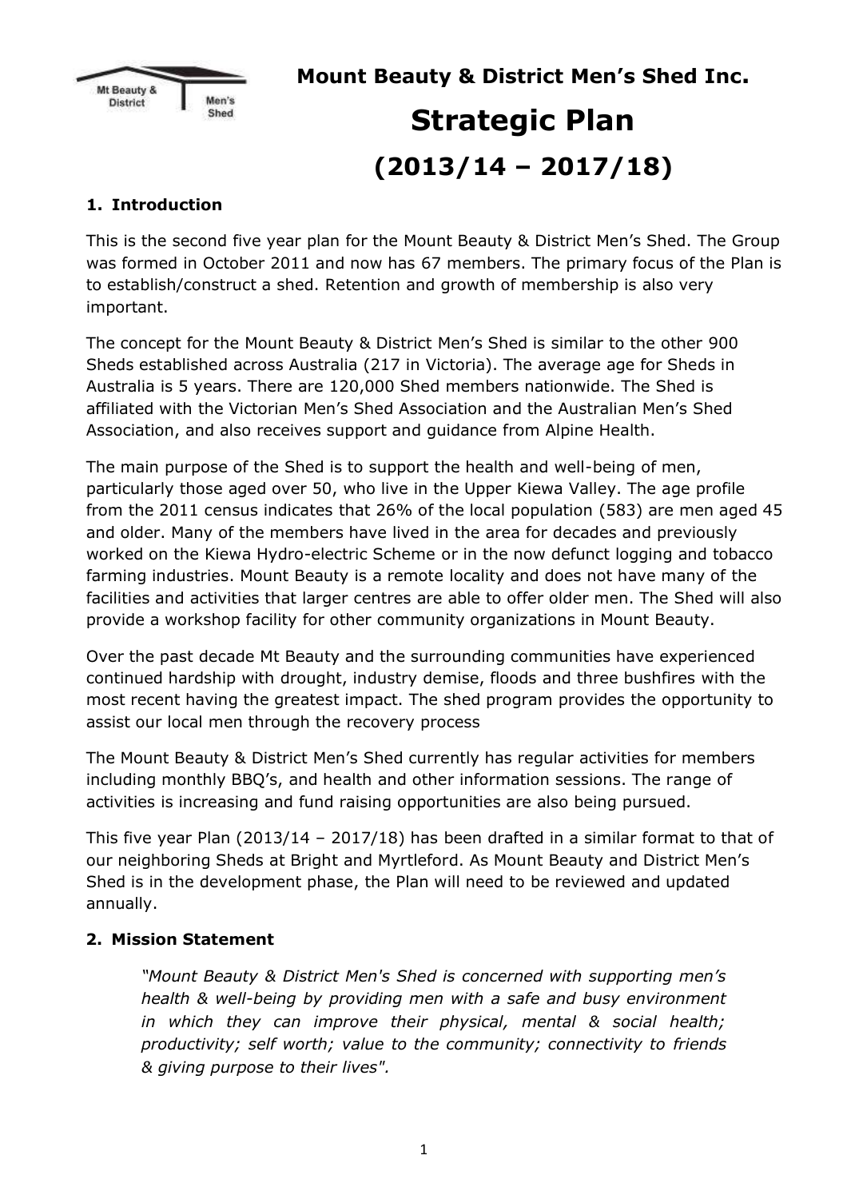# Mount Beauty & District Men's Shed Inc.

# Strategic Plan

# (2013/14 – 2017/18)

## 1. Introduction

This is the second five year plan for the Mount Beauty & District Men's Shed. The Group was formed in October 2011 and now has 67 members. The primary focus of the Plan is to establish/construct a shed. Retention and growth of membership is also very important.

The concept for the Mount Beauty & District Men's Shed is similar to the other 900 Sheds established across Australia (217 in Victoria). The average age for Sheds in Australia is 5 years. There are 120,000 Shed members nationwide. The Shed is affiliated with the Victorian Men's Shed Association and the Australian Men's Shed Association, and also receives support and guidance from Alpine Health.

The main purpose of the Shed is to support the health and well-being of men, particularly those aged over 50, who live in the Upper Kiewa Valley. The age profile from the 2011 census indicates that 26% of the local population (583) are men aged 45 and older. Many of the members have lived in the area for decades and previously worked on the Kiewa Hydro-electric Scheme or in the now defunct logging and tobacco farming industries. Mount Beauty is a remote locality and does not have many of the facilities and activities that larger centres are able to offer older men. The Shed will also provide a workshop facility for other community organizations in Mount Beauty.

Over the past decade Mt Beauty and the surrounding communities have experienced continued hardship with drought, industry demise, floods and three bushfires with the most recent having the greatest impact. The shed program provides the opportunity to assist our local men through the recovery process

The Mount Beauty & District Men's Shed currently has regular activities for members including monthly BBQ's, and health and other information sessions. The range of activities is increasing and fund raising opportunities are also being pursued.

This five year Plan (2013/14 – 2017/18) has been drafted in a similar format to that of our neighboring Sheds at Bright and Myrtleford. As Mount Beauty and District Men's Shed is in the development phase, the Plan will need to be reviewed and updated annually.

## 2. Mission Statement

*"Mount Beauty & District Men's Shed is concerned with supporting men's health & well-being by providing men with a safe and busy environment in which they can improve their physical, mental & social health; productivity; self worth; value to the community; connectivity to friends & giving purpose to their lives".*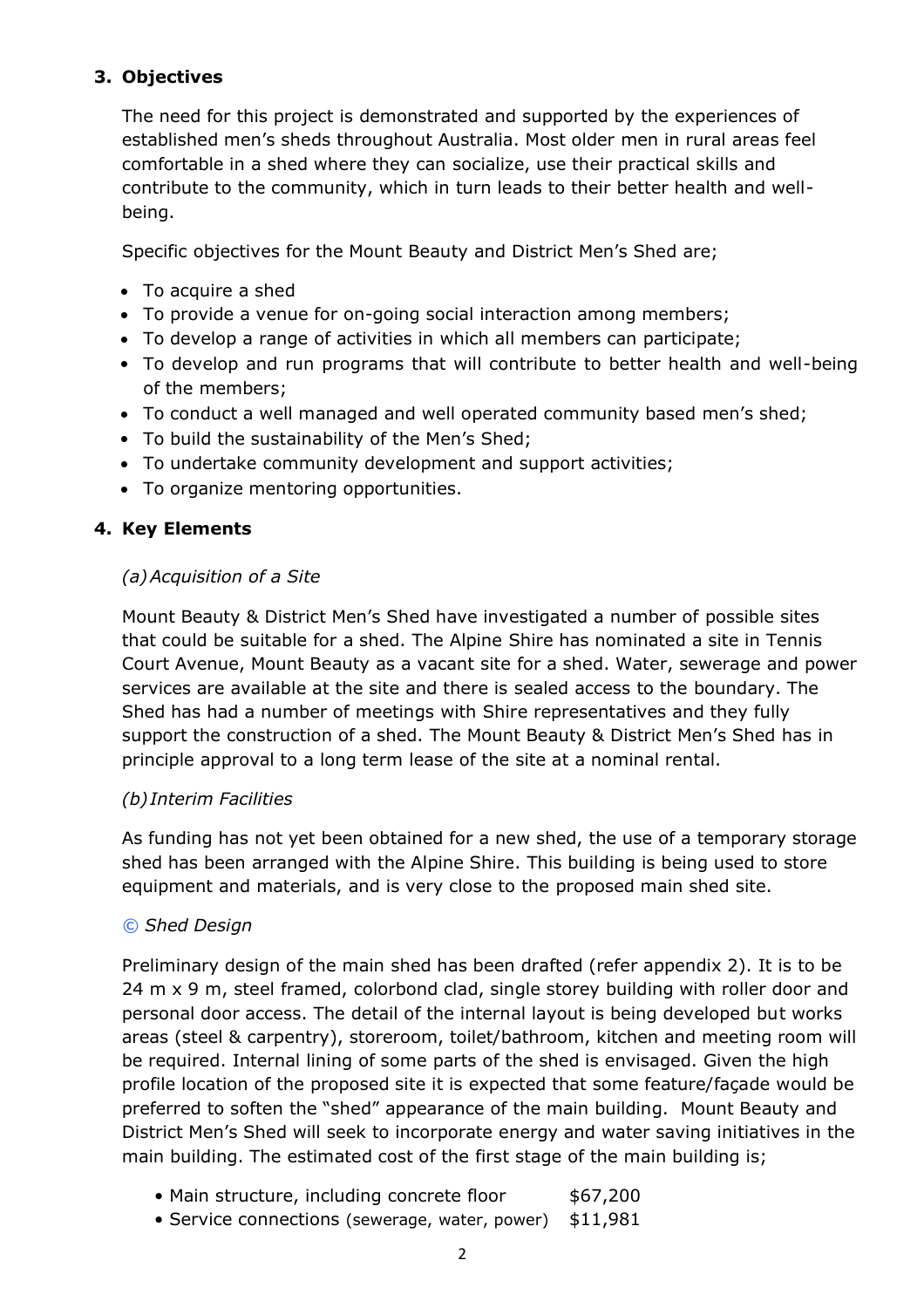## 3. Objectives

The need for this project is demonstrated and supported by the experiences of established men's sheds throughout Australia. Most older men in rural areas feel comfortable in a shed where they can socialize, use their practical skills and contribute to the community, which in turn leads to their better health and well-being.

Specific objectives for the Mount Beauty and District Men's Shed are;

- To acquire a shed
- To provide a venue for on-going social interaction among members;
- To develop a range of activities in which all members can participate;
- To develop and run programs that will contribute to better health and well-being of the members;
- To conduct a well managed and well operated community based men's shed;
- To build the sustainability of the Men's Shed;
- To undertake community development and support activities;
- To organize mentoring opportunities.

## 4. Key Elements

*(a) Acquisition of a Site*

Mount Beauty & District Men's Shed have investigated a number of possible sites that could be suitable for a shed. The Alpine Shire has nominated a site in Tennis Court Avenue, Mount Beauty as a vacant site for a shed. Water, sewerage and power services are available at the site and there is sealed access to the boundary. The Shed has had a number of meetings with Shire representatives and they fully support the construction of a shed. The Mount Beauty & District Men's Shed has in principle approval to a long term lease of the site at a nominal rental.

*(b) Interim Facilities*

As funding has not yet been obtained for a new shed, the use of a temporary storage shed has been arranged with the Alpine Shire. This building is being used to store equipment and materials, and is very close to the proposed main shed site.

*© Shed Design*

Preliminary design of the main shed has been drafted (refer appendix 2). It is to be 24 m x 9 m, steel framed, colorbond clad, single storey building with roller door and personal door access. The detail of the internal layout is being developed but works areas (steel & carpentry), storeroom, toilet/bathroom, kitchen and meeting room will be required. Internal lining of some parts of the shed is envisaged. Given the high profile location of the proposed site it is expected that some feature/façade would be preferred to soften the "shed" appearance of the main building. Mount Beauty and District Men's Shed will seek to incorporate energy and water saving initiatives in the main building. The estimated cost of the first stage of the main building is;

- Main structure, including concrete floor $67,200
- Service connections (sewerage, water, power) $11,981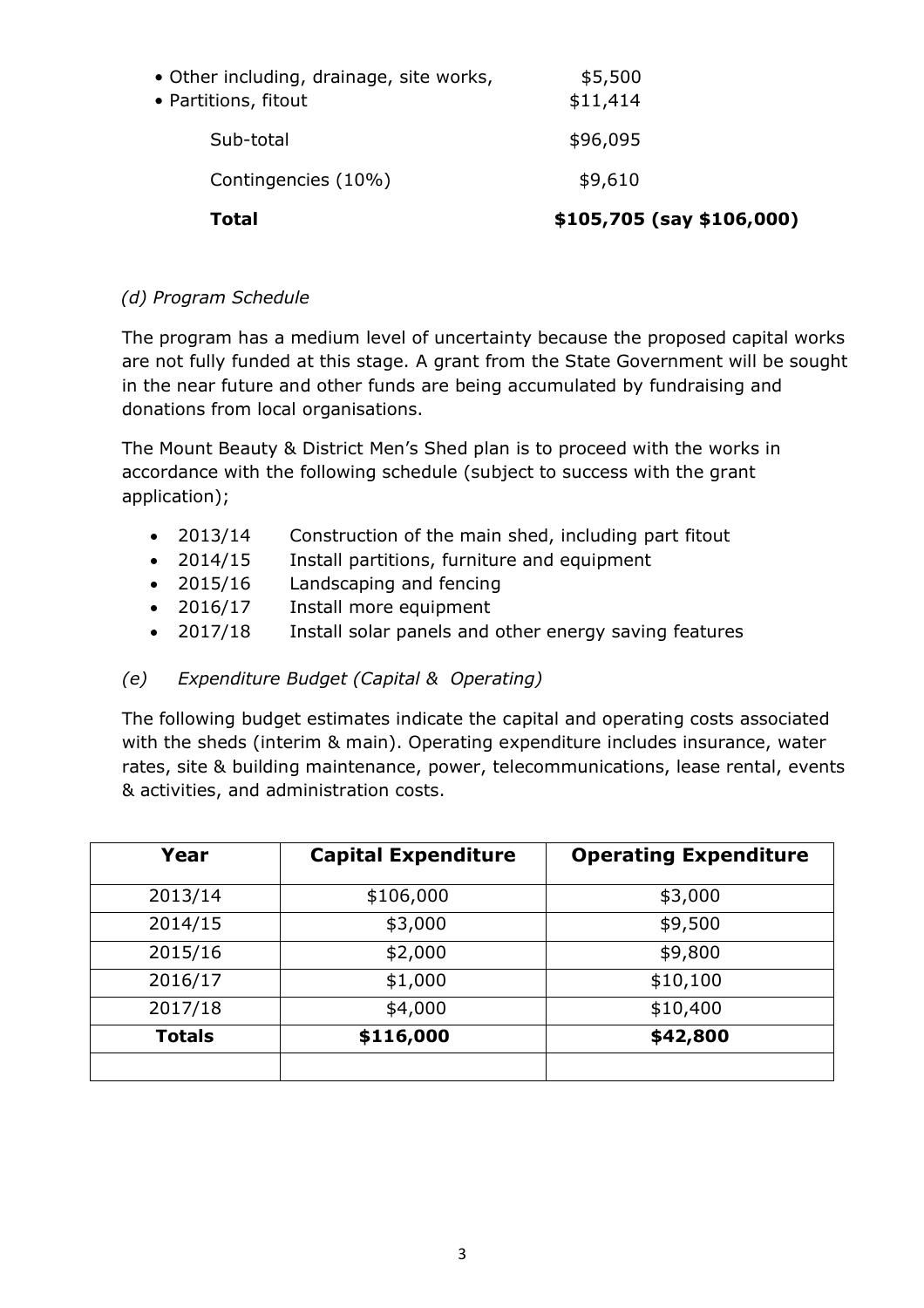- Other including, drainage, site works, $5,500
- Partitions, fitout $11,414

| | |
|---|---|
| Sub-total | $96,095 |
| Contingencies (10%) | $9,610 |
| **Total** | **$105,705 (say $106,000)** |

*(d) Program Schedule*

The program has a medium level of uncertainty because the proposed capital works are not fully funded at this stage. A grant from the State Government will be sought in the near future and other funds are being accumulated by fundraising and donations from local organisations.

The Mount Beauty & District Men's Shed plan is to proceed with the works in accordance with the following schedule (subject to success with the grant application);

- 2013/14 Construction of the main shed, including part fitout
- 2014/15 Install partitions, furniture and equipment
- 2015/16 Landscaping and fencing
- 2016/17 Install more equipment
- 2017/18 Install solar panels and other energy saving features

*(e) Expenditure Budget (Capital & Operating)*

The following budget estimates indicate the capital and operating costs associated with the sheds (interim & main). Operating expenditure includes insurance, water rates, site & building maintenance, power, telecommunications, lease rental, events & activities, and administration costs.

| Year | Capital Expenditure | Operating Expenditure |
|---|---|---|
| 2013/14 | $106,000 | $3,000 |
| 2014/15 | $3,000 | $9,500 |
| 2015/16 | $2,000 | $9,800 |
| 2016/17 | $1,000 | $10,100 |
| 2017/18 | $4,000 | $10,400 |
| **Totals** | **$116,000** | **$42,800** |
| | | |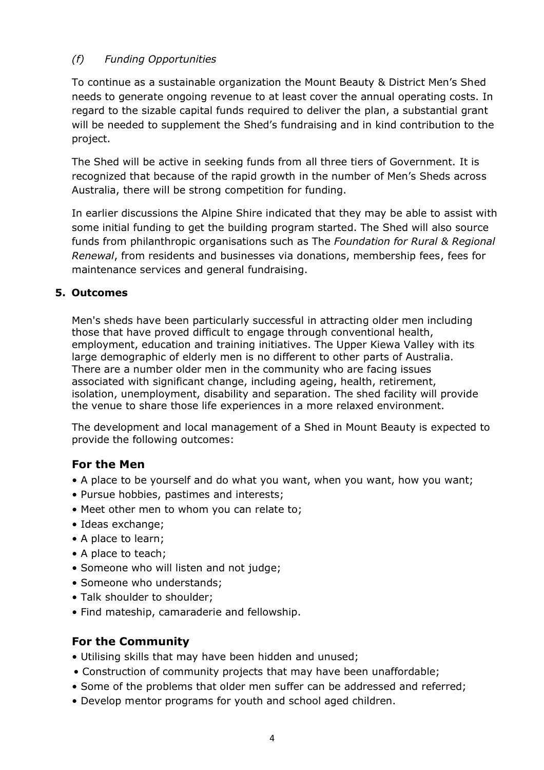### *(f) Funding Opportunities*

To continue as a sustainable organization the Mount Beauty & District Men's Shed needs to generate ongoing revenue to at least cover the annual operating costs. In regard to the sizable capital funds required to deliver the plan, a substantial grant will be needed to supplement the Shed's fundraising and in kind contribution to the project.

The Shed will be active in seeking funds from all three tiers of Government. It is recognized that because of the rapid growth in the number of Men's Sheds across Australia, there will be strong competition for funding.

In earlier discussions the Alpine Shire indicated that they may be able to assist with some initial funding to get the building program started. The Shed will also source funds from philanthropic organisations such as The *Foundation for Rural & Regional Renewal*, from residents and businesses via donations, membership fees, fees for maintenance services and general fundraising.

## 5. Outcomes

Men's sheds have been particularly successful in attracting older men including those that have proved difficult to engage through conventional health, employment, education and training initiatives. The Upper Kiewa Valley with its large demographic of elderly men is no different to other parts of Australia. There are a number older men in the community who are facing issues associated with significant change, including ageing, health, retirement, isolation, unemployment, disability and separation. The shed facility will provide the venue to share those life experiences in a more relaxed environment.

The development and local management of a Shed in Mount Beauty is expected to provide the following outcomes:

### For the Men

- A place to be yourself and do what you want, when you want, how you want;
- Pursue hobbies, pastimes and interests;
- Meet other men to whom you can relate to;
- Ideas exchange;
- A place to learn;
- A place to teach;
- Someone who will listen and not judge;
- Someone who understands;
- Talk shoulder to shoulder;
- Find mateship, camaraderie and fellowship.

### For the Community

- Utilising skills that may have been hidden and unused;
- Construction of community projects that may have been unaffordable;
- Some of the problems that older men suffer can be addressed and referred;
- Develop mentor programs for youth and school aged children.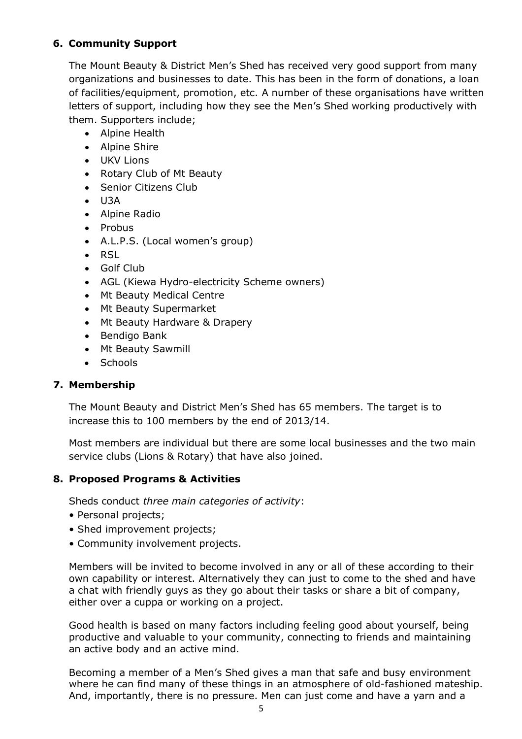## 6. Community Support

The Mount Beauty & District Men's Shed has received very good support from many organizations and businesses to date. This has been in the form of donations, a loan of facilities/equipment, promotion, etc. A number of these organisations have written letters of support, including how they see the Men's Shed working productively with them. Supporters include;

- Alpine Health
- Alpine Shire
- UKV Lions
- Rotary Club of Mt Beauty
- Senior Citizens Club
- U3A
- Alpine Radio
- Probus
- A.L.P.S. (Local women's group)
- RSL
- Golf Club
- AGL (Kiewa Hydro-electricity Scheme owners)
- Mt Beauty Medical Centre
- Mt Beauty Supermarket
- Mt Beauty Hardware & Drapery
- Bendigo Bank
- Mt Beauty Sawmill
- Schools

## 7. Membership

The Mount Beauty and District Men's Shed has 65 members. The target is to increase this to 100 members by the end of 2013/14.

Most members are individual but there are some local businesses and the two main service clubs (Lions & Rotary) that have also joined.

## 8. Proposed Programs & Activities

Sheds conduct *three main categories of activity*:

- Personal projects;
- Shed improvement projects;
- Community involvement projects.

Members will be invited to become involved in any or all of these according to their own capability or interest. Alternatively they can just to come to the shed and have a chat with friendly guys as they go about their tasks or share a bit of company, either over a cuppa or working on a project.

Good health is based on many factors including feeling good about yourself, being productive and valuable to your community, connecting to friends and maintaining an active body and an active mind.

Becoming a member of a Men's Shed gives a man that safe and busy environment where he can find many of these things in an atmosphere of old-fashioned mateship. And, importantly, there is no pressure. Men can just come and have a yarn and a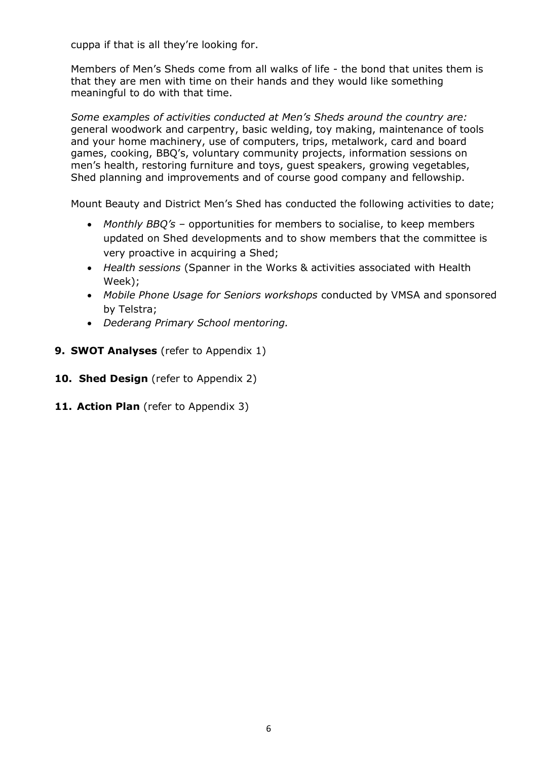cuppa if that is all they're looking for.

Members of Men's Sheds come from all walks of life - the bond that unites them is that they are men with time on their hands and they would like something meaningful to do with that time.

*Some examples of activities conducted at Men's Sheds around the country are:* general woodwork and carpentry, basic welding, toy making, maintenance of tools and your home machinery, use of computers, trips, metalwork, card and board games, cooking, BBQ's, voluntary community projects, information sessions on men's health, restoring furniture and toys, guest speakers, growing vegetables, Shed planning and improvements and of course good company and fellowship.

Mount Beauty and District Men's Shed has conducted the following activities to date;

- *Monthly BBQ's* – opportunities for members to socialise, to keep members updated on Shed developments and to show members that the committee is very proactive in acquiring a Shed;
- *Health sessions* (Spanner in the Works & activities associated with Health Week);
- *Mobile Phone Usage for Seniors workshops* conducted by VMSA and sponsored by Telstra;
- *Dederang Primary School mentoring.*

**9. SWOT Analyses** (refer to Appendix 1)

**10. Shed Design** (refer to Appendix 2)

**11. Action Plan** (refer to Appendix 3)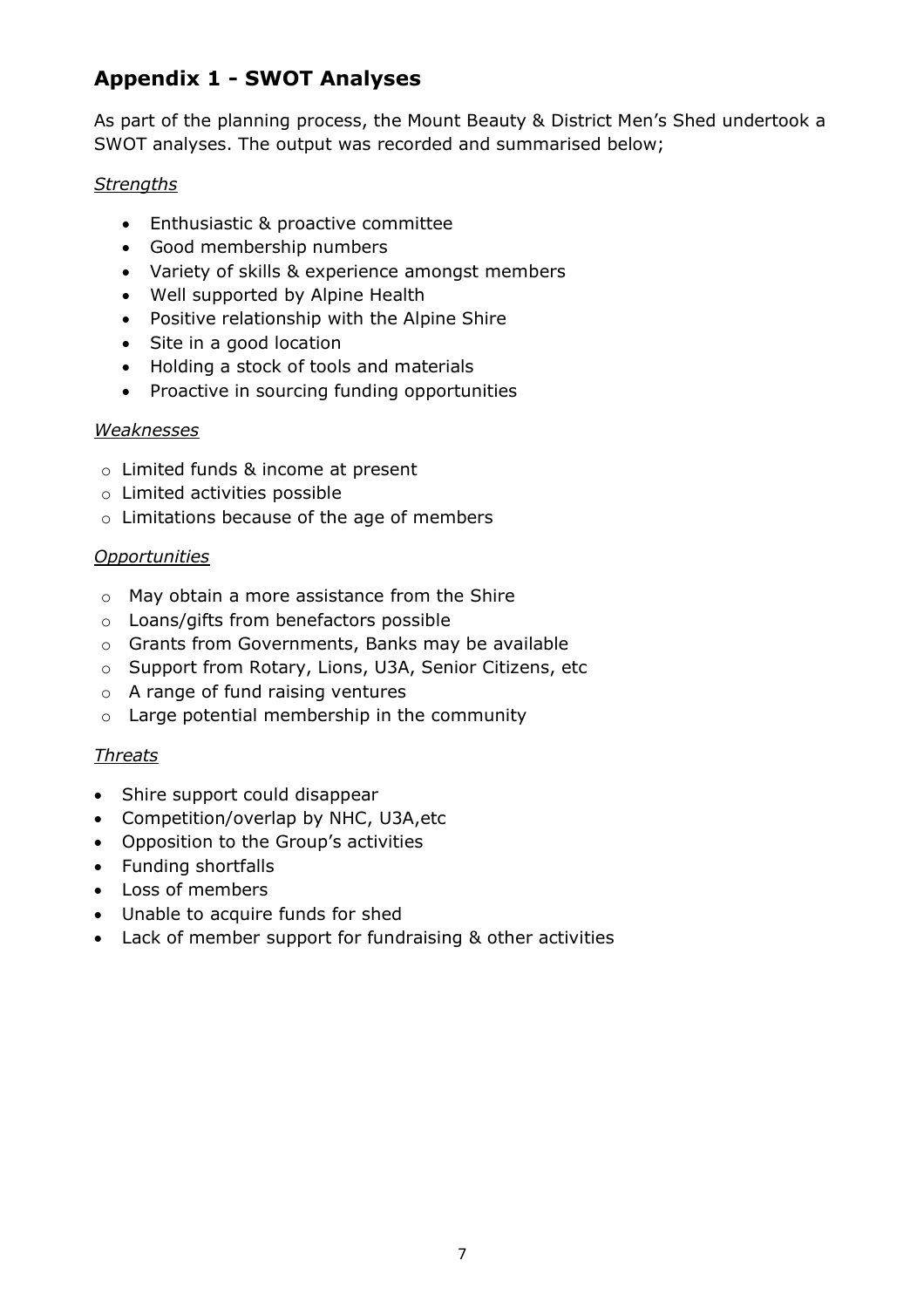## Appendix 1 - SWOT Analyses

As part of the planning process, the Mount Beauty & District Men's Shed undertook a SWOT analyses. The output was recorded and summarised below;

*Strengths*

- Enthusiastic & proactive committee
- Good membership numbers
- Variety of skills & experience amongst members
- Well supported by Alpine Health
- Positive relationship with the Alpine Shire
- Site in a good location
- Holding a stock of tools and materials
- Proactive in sourcing funding opportunities

*Weaknesses*

- Limited funds & income at present
- Limited activities possible
- Limitations because of the age of members

*Opportunities*

- May obtain a more assistance from the Shire
- Loans/gifts from benefactors possible
- Grants from Governments, Banks may be available
- Support from Rotary, Lions, U3A, Senior Citizens, etc
- A range of fund raising ventures
- Large potential membership in the community

*Threats*

- Shire support could disappear
- Competition/overlap by NHC, U3A,etc
- Opposition to the Group's activities
- Funding shortfalls
- Loss of members
- Unable to acquire funds for shed
- Lack of member support for fundraising & other activities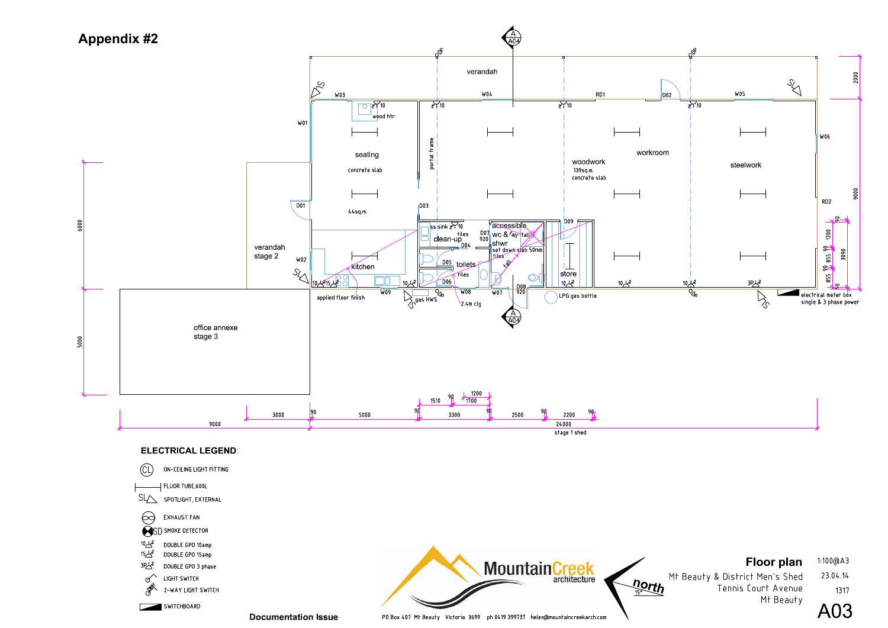# Appendix #2

verandah

verandah stage 2

office annexe stage 3

seating

concrete slab

44sq.m.

kitchen

applied floor finish

clean-up

toilets

accessible wc & shwr

set down slab 50mm

tiles

store

woodwork

139sq.m.

concrete slab

workroom

steelwork

wood htr

portal frame

ss sink

gas HWS

2.4m clg

LPG gas bottle

electrical meter box single & 3 phase power

W01 W02 W03 W04 W05 W06 W07 W08 W09

D01 D02 D03 D04 D05 D06 D07 920 D08 920 D09

RD1 RD2

9000 3000 5000 3300 2500 2200 24000

stage 1 shed

1510 1700 1200

6000 5000 2000 9000 3090 1200 855 855

### ELECTRICAL LEGEND:

- CL — ON-CEILING LIGHT FITTING
- FLUOR.TUBE,600L
- SL — SPOTLIGHT, EXTERNAL
- EXHAUST FAN
- SD — SMOKE DETECTOR
- 10 — DOUBLE GPO 10amp
- 15 — DOUBLE GPO 15amp
- 3P — DOUBLE GPO 3 phase
- LIGHT SWITCH
- 2-WAY LIGHT SWITCH
- SWITCHBOARD

Documentation Issue

MountainCreek architecture

PO Box 407 Mt Beauty Victoria 3699 ph 0419 399737 helen@mountaincreekarch.com

north 15°

| | |
|---|---|
| **Floor plan** | 1:100@A3 |
| Mt Beauty & District Men's Shed | 23.04.14 |
| Tennis Court Avenue | 1317 |
| Mt Beauty | A03 |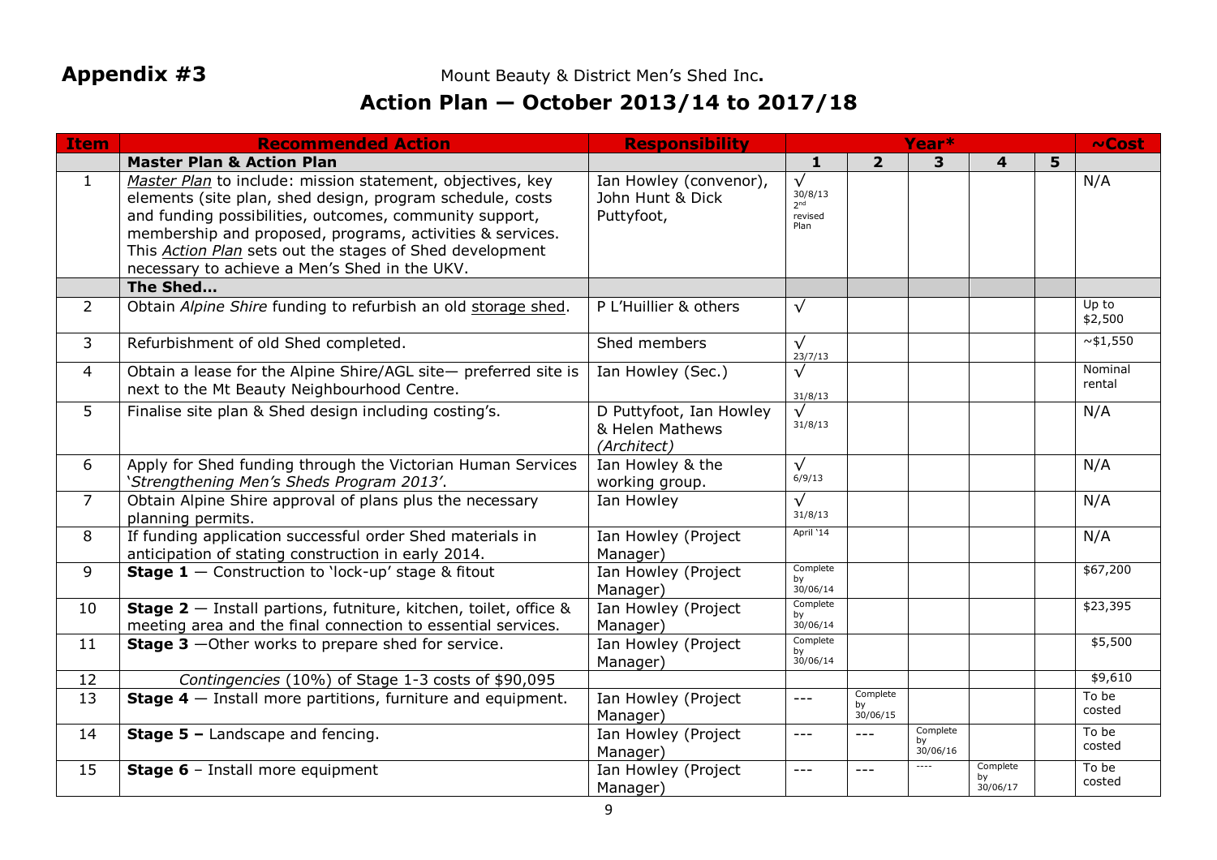**Appendix #3** Mount Beauty & District Men's Shed Inc.

# Action Plan — October 2013/14 to 2017/18

| Item | Recommended Action | Responsibility | Year* | | | | | ~Cost |
|---|---|---|---|---|---|---|---|---|
| | **Master Plan & Action Plan** | | **1** | **2** | **3** | **4** | **5** | |
| 1 | *Master Plan* to include: mission statement, objectives, key elements (site plan, shed design, program schedule, costs and funding possibilities, outcomes, community support, membership and proposed, programs, activities & services. This *Action Plan* sets out the stages of Shed development necessary to achieve a Men's Shed in the UKV. | Ian Howley (convenor), John Hunt & Dick Puttyfoot, | √ 30/8/13 2nd revised Plan | | | | | N/A |
| | **The Shed…** | | | | | | | |
| 2 | Obtain *Alpine Shire* funding to refurbish an old storage shed. | P L'Huillier & others | √ | | | | | Up to $2,500 |
| 3 | Refurbishment of old Shed completed. | Shed members | √ 23/7/13 | | | | | ~$1,550 |
| 4 | Obtain a lease for the Alpine Shire/AGL site— preferred site is next to the Mt Beauty Neighbourhood Centre. | Ian Howley (Sec.) | √ 31/8/13 | | | | | Nominal rental |
| 5 | Finalise site plan & Shed design including costing's. | D Puttyfoot, Ian Howley & Helen Mathews *(Architect)* | √ 31/8/13 | | | | | N/A |
| 6 | Apply for Shed funding through the Victorian Human Services '*Strengthening Men's Sheds Program 2013'*. | Ian Howley & the working group. | √ 6/9/13 | | | | | N/A |
| 7 | Obtain Alpine Shire approval of plans plus the necessary planning permits. | Ian Howley | √ 31/8/13 | | | | | N/A |
| 8 | If funding application successful order Shed materials in anticipation of stating construction in early 2014. | Ian Howley (Project Manager) | April '14 | | | | | N/A |
| 9 | **Stage 1** — Construction to 'lock-up' stage & fitout | Ian Howley (Project Manager) | Complete by 30/06/14 | | | | | $67,200 |
| 10 | **Stage 2** — Install partions, futniture, kitchen, toilet, office & meeting area and the final connection to essential services. | Ian Howley (Project Manager) | Complete by 30/06/14 | | | | | $23,395 |
| 11 | **Stage 3** —Other works to prepare shed for service. | Ian Howley (Project Manager) | Complete by 30/06/14 | | | | | $5,500 |
| 12 | *Contingencies* (10%) of Stage 1-3 costs of $90,095 | | | | | | | $9,610 |
| 13 | **Stage 4** — Install more partitions, furniture and equipment. | Ian Howley (Project Manager) | --- | Complete by 30/06/15 | | | | To be costed |
| 14 | **Stage 5 –** Landscape and fencing. | Ian Howley (Project Manager) | --- | --- | Complete by 30/06/16 | | | To be costed |
| 15 | **Stage 6** – Install more equipment | Ian Howley (Project Manager) | --- | --- | ---- | Complete by 30/06/17 | | To be costed |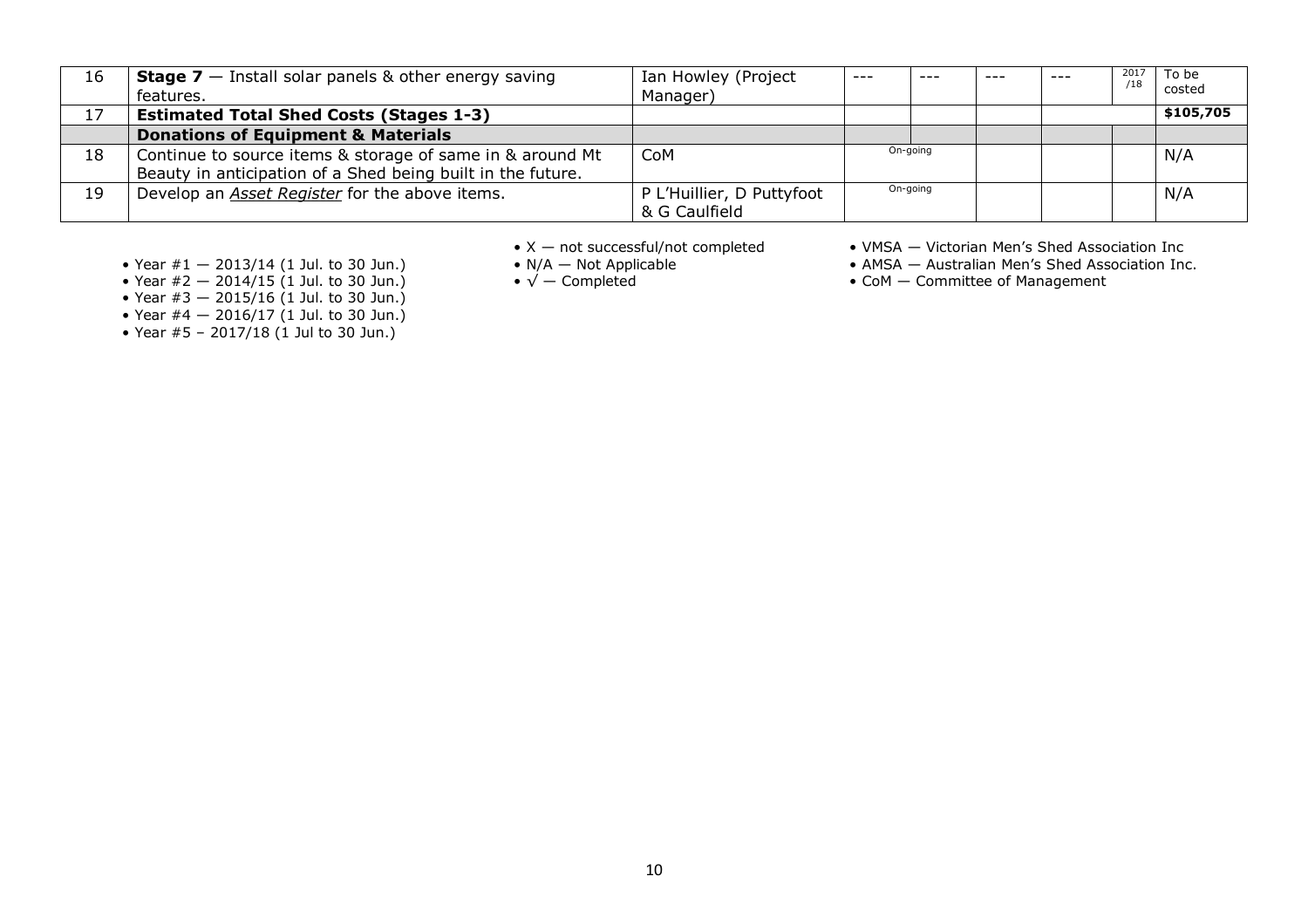| | | | | | | | | |
|---|---|---|---|---|---|---|---|---|
| 16 | **Stage 7** — Install solar panels & other energy saving features. | Ian Howley (Project Manager) | --- | --- | --- | --- | 2017/18 | To be costed |
| 17 | **Estimated Total Shed Costs (Stages 1-3)** | | | | | | | **$105,705** |
| | **Donations of Equipment & Materials** | | | | | | | |
| 18 | Continue to source items & storage of same in & around Mt Beauty in anticipation of a Shed being built in the future. | CoM | On-going | | | | | N/A |
| 19 | Develop an ***Asset Register*** for the above items. | P L'Huillier, D Puttyfoot & G Caulfield | On-going | | | | | N/A |

- Year #1 — 2013/14 (1 Jul. to 30 Jun.)
- Year #2 — 2014/15 (1 Jul. to 30 Jun.)
- Year #3 — 2015/16 (1 Jul. to 30 Jun.)
- Year #4 — 2016/17 (1 Jul. to 30 Jun.)
- Year #5 – 2017/18 (1 Jul to 30 Jun.)

- X — not successful/not completed
- N/A — Not Applicable
- √ — Completed

- VMSA — Victorian Men's Shed Association Inc
- AMSA — Australian Men's Shed Association Inc.
- CoM — Committee of Management